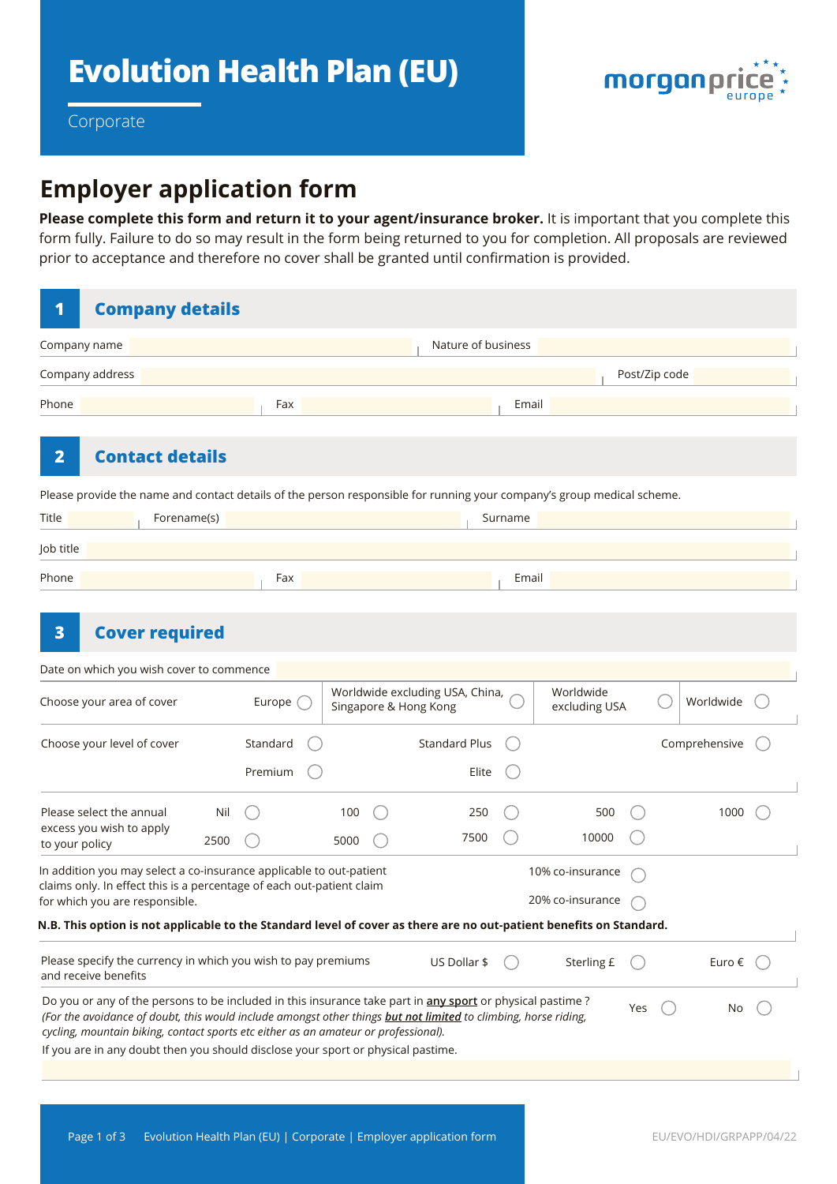# Evolution Health Plan (EU)

Corporate

morganprice europe

## Employer application form

**Please complete this form and return it to your agent/insurance broker.** It is important that you complete this form fully. Failure to do so may result in the form being returned to you for completion. All proposals are reviewed prior to acceptance and therefore no cover shall be granted until confirmation is provided.

## 1 Company details

Company name _______ Nature of business _______

Company address _______ Post/Zip code _______

Phone _______ Fax _______ Email _______

## 2 Contact details

Please provide the name and contact details of the person responsible for running your company's group medical scheme.

Title _______ Forename(s) _______ Surname _______

Job title _______

Phone _______ Fax _______ Email _______

## 3 Cover required

Date on which you wish cover to commence _______

Choose your area of cover: Europe ◯ | Worldwide excluding USA, China, Singapore & Hong Kong ◯ | Worldwide excluding USA ◯ | Worldwide ◯

Choose your level of cover: Standard ◯ | Standard Plus ◯ | Comprehensive ◯ | Premium ◯ | Elite ◯

Please select the annual excess you wish to apply to your policy: Nil ◯ | 100 ◯ | 250 ◯ | 500 ◯ | 1000 ◯ | 2500 ◯ | 5000 ◯ | 7500 ◯ | 10000 ◯

In addition you may select a co-insurance applicable to out-patient claims only. In effect this is a percentage of each out-patient claim for which you are responsible. 10% co-insurance ◯ | 20% co-insurance ◯

**N.B. This option is not applicable to the Standard level of cover as there are no out-patient benefits on Standard.**

Please specify the currency in which you wish to pay premiums and receive benefits: US Dollar $ ◯ | Sterling £ ◯ | Euro € ◯

Do you or any of the persons to be included in this insurance take part in **any sport** or physical pastime ? Yes ◯ | No ◯
*(For the avoidance of doubt, this would include amongst other things* ***but not limited*** *to climbing, horse riding, cycling, mountain biking, contact sports etc either as an amateur or professional).*
If you are in any doubt then you should disclose your sport or physical pastime.

_______

EU/EVO/HDI/GRPAPP/04/22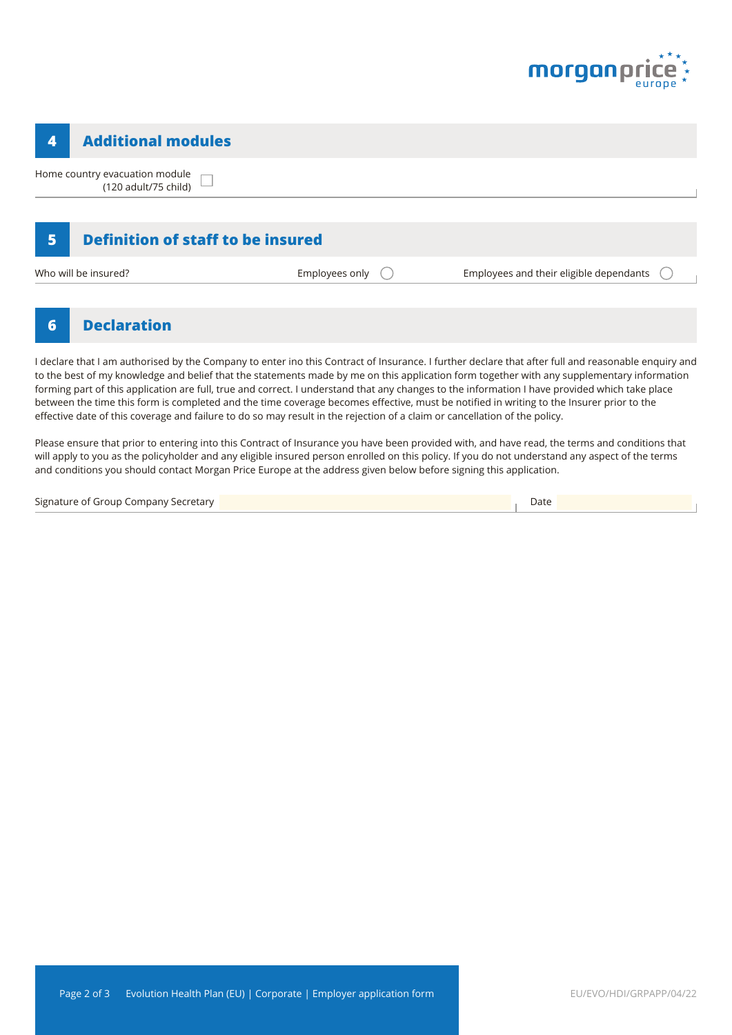## 4 Additional modules

Home country evacuation module (120 adult/75 child) ☐

## 5 Definition of staff to be insured

Who will be insured? Employees only ◯ Employees and their eligible dependants ◯

## 6 Declaration

I declare that I am authorised by the Company to enter ino this Contract of Insurance. I further declare that after full and reasonable enquiry and to the best of my knowledge and belief that the statements made by me on this application form together with any supplementary information forming part of this application are full, true and correct. I understand that any changes to the information I have provided which take place between the time this form is completed and the time coverage becomes effective, must be notified in writing to the Insurer prior to the effective date of this coverage and failure to do so may result in the rejection of a claim or cancellation of the policy.

Please ensure that prior to entering into this Contract of Insurance you have been provided with, and have read, the terms and conditions that will apply to you as the policyholder and any eligible insured person enrolled on this policy. If you do not understand any aspect of the terms and conditions you should contact Morgan Price Europe at the address given below before signing this application.

Signature of Group Company Secretary ________________ Date ________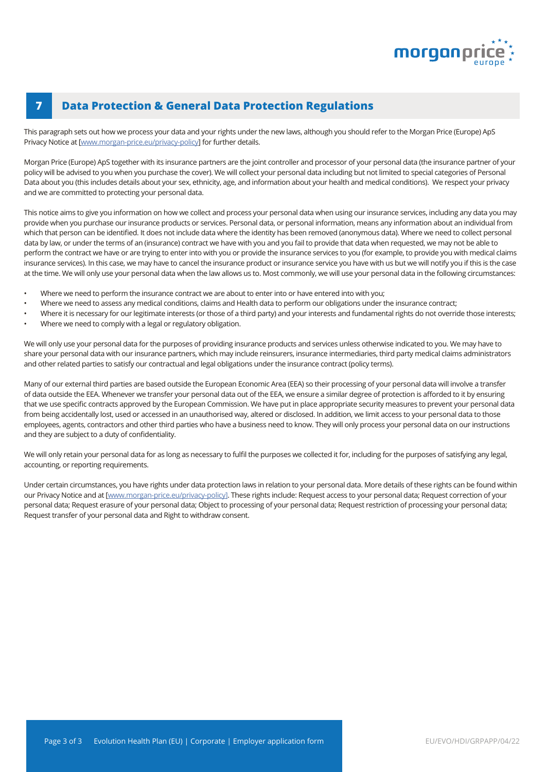## 7 Data Protection & General Data Protection Regulations

This paragraph sets out how we process your data and your rights under the new laws, although you should refer to the Morgan Price (Europe) ApS Privacy Notice at [www.morgan-price.eu/privacy-policy] for further details.

Morgan Price (Europe) ApS together with its insurance partners are the joint controller and processor of your personal data (the insurance partner of your policy will be advised to you when you purchase the cover). We will collect your personal data including but not limited to special categories of Personal Data about you (this includes details about your sex, ethnicity, age, and information about your health and medical conditions). We respect your privacy and we are committed to protecting your personal data.

This notice aims to give you information on how we collect and process your personal data when using our insurance services, including any data you may provide when you purchase our insurance products or services. Personal data, or personal information, means any information about an individual from which that person can be identified. It does not include data where the identity has been removed (anonymous data). Where we need to collect personal data by law, or under the terms of an (insurance) contract we have with you and you fail to provide that data when requested, we may not be able to perform the contract we have or are trying to enter into with you or provide the insurance services to you (for example, to provide you with medical claims insurance services). In this case, we may have to cancel the insurance product or insurance service you have with us but we will notify you if this is the case at the time. We will only use your personal data when the law allows us to. Most commonly, we will use your personal data in the following circumstances:

- Where we need to perform the insurance contract we are about to enter into or have entered into with you;
- Where we need to assess any medical conditions, claims and Health data to perform our obligations under the insurance contract;
- Where it is necessary for our legitimate interests (or those of a third party) and your interests and fundamental rights do not override those interests;
- Where we need to comply with a legal or regulatory obligation.

We will only use your personal data for the purposes of providing insurance products and services unless otherwise indicated to you. We may have to share your personal data with our insurance partners, which may include reinsurers, insurance intermediaries, third party medical claims administrators and other related parties to satisfy our contractual and legal obligations under the insurance contract (policy terms).

Many of our external third parties are based outside the European Economic Area (EEA) so their processing of your personal data will involve a transfer of data outside the EEA. Whenever we transfer your personal data out of the EEA, we ensure a similar degree of protection is afforded to it by ensuring that we use specific contracts approved by the European Commission. We have put in place appropriate security measures to prevent your personal data from being accidentally lost, used or accessed in an unauthorised way, altered or disclosed. In addition, we limit access to your personal data to those employees, agents, contractors and other third parties who have a business need to know. They will only process your personal data on our instructions and they are subject to a duty of confidentiality.

We will only retain your personal data for as long as necessary to fulfil the purposes we collected it for, including for the purposes of satisfying any legal, accounting, or reporting requirements.

Under certain circumstances, you have rights under data protection laws in relation to your personal data. More details of these rights can be found within our Privacy Notice and at [www.morgan-price.eu/privacy-policy]. These rights include: Request access to your personal data; Request correction of your personal data; Request erasure of your personal data; Object to processing of your personal data; Request restriction of processing your personal data; Request transfer of your personal data and Right to withdraw consent.